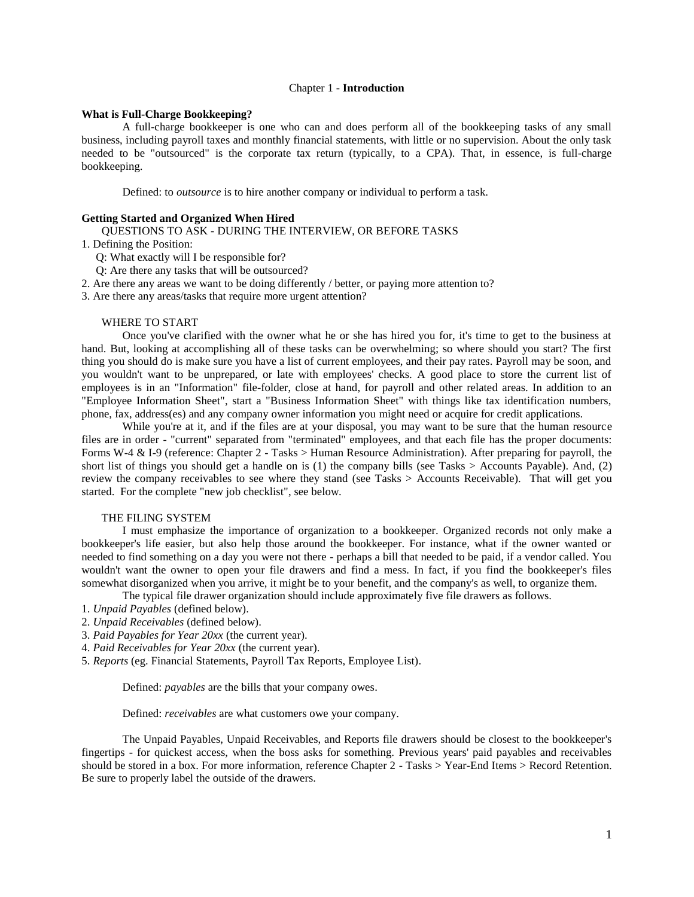# Chapter 1 - **Introduction**

## What is Full-Charge Bookkeeping?

A full-charge bookkeeper is one who can and does perform all of the bookkeeping tasks of any small business, including payroll taxes and monthly financial statements, with little or no supervision. About the only task needed to be "outsourced" is the corporate tax return (typically, to a CPA). That, in essence, is full-charge bookkeeping.

Defined: to *outsource* is to hire another company or individual to perform a task.

## Getting Started and Organized When Hired

QUESTIONS TO ASK - DURING THE INTERVIEW, OR BEFORE TASKS

1. Defining the Position:
   - Q: What exactly will I be responsible for?
   - Q: Are there any tasks that will be outsourced?
2. Are there any areas we want to be doing differently / better, or paying more attention to?
3. Are there any areas/tasks that require more urgent attention?

WHERE TO START

Once you've clarified with the owner what he or she has hired you for, it's time to get to the business at hand. But, looking at accomplishing all of these tasks can be overwhelming; so where should you start? The first thing you should do is make sure you have a list of current employees, and their pay rates. Payroll may be soon, and you wouldn't want to be unprepared, or late with employees' checks. A good place to store the current list of employees is in an "Information" file-folder, close at hand, for payroll and other related areas. In addition to an "Employee Information Sheet", start a "Business Information Sheet" with things like tax identification numbers, phone, fax, address(es) and any company owner information you might need or acquire for credit applications.

While you're at it, and if the files are at your disposal, you may want to be sure that the human resource files are in order - "current" separated from "terminated" employees, and that each file has the proper documents: Forms W-4 & I-9 (reference: Chapter 2 - Tasks > Human Resource Administration). After preparing for payroll, the short list of things you should get a handle on is (1) the company bills (see Tasks > Accounts Payable). And, (2) review the company receivables to see where they stand (see Tasks > Accounts Receivable). That will get you started. For the complete "new job checklist", see below.

THE FILING SYSTEM

I must emphasize the importance of organization to a bookkeeper. Organized records not only make a bookkeeper's life easier, but also help those around the bookkeeper. For instance, what if the owner wanted or needed to find something on a day you were not there - perhaps a bill that needed to be paid, if a vendor called. You wouldn't want the owner to open your file drawers and find a mess. In fact, if you find the bookkeeper's files somewhat disorganized when you arrive, it might be to your benefit, and the company's as well, to organize them.

The typical file drawer organization should include approximately five file drawers as follows.

1. *Unpaid Payables* (defined below).
2. *Unpaid Receivables* (defined below).
3. *Paid Payables for Year 20xx* (the current year).
4. *Paid Receivables for Year 20xx* (the current year).
5. *Reports* (eg. Financial Statements, Payroll Tax Reports, Employee List).

Defined: *payables* are the bills that your company owes.

Defined: *receivables* are what customers owe your company.

The Unpaid Payables, Unpaid Receivables, and Reports file drawers should be closest to the bookkeeper's fingertips - for quickest access, when the boss asks for something. Previous years' paid payables and receivables should be stored in a box. For more information, reference Chapter 2 - Tasks > Year-End Items > Record Retention. Be sure to properly label the outside of the drawers.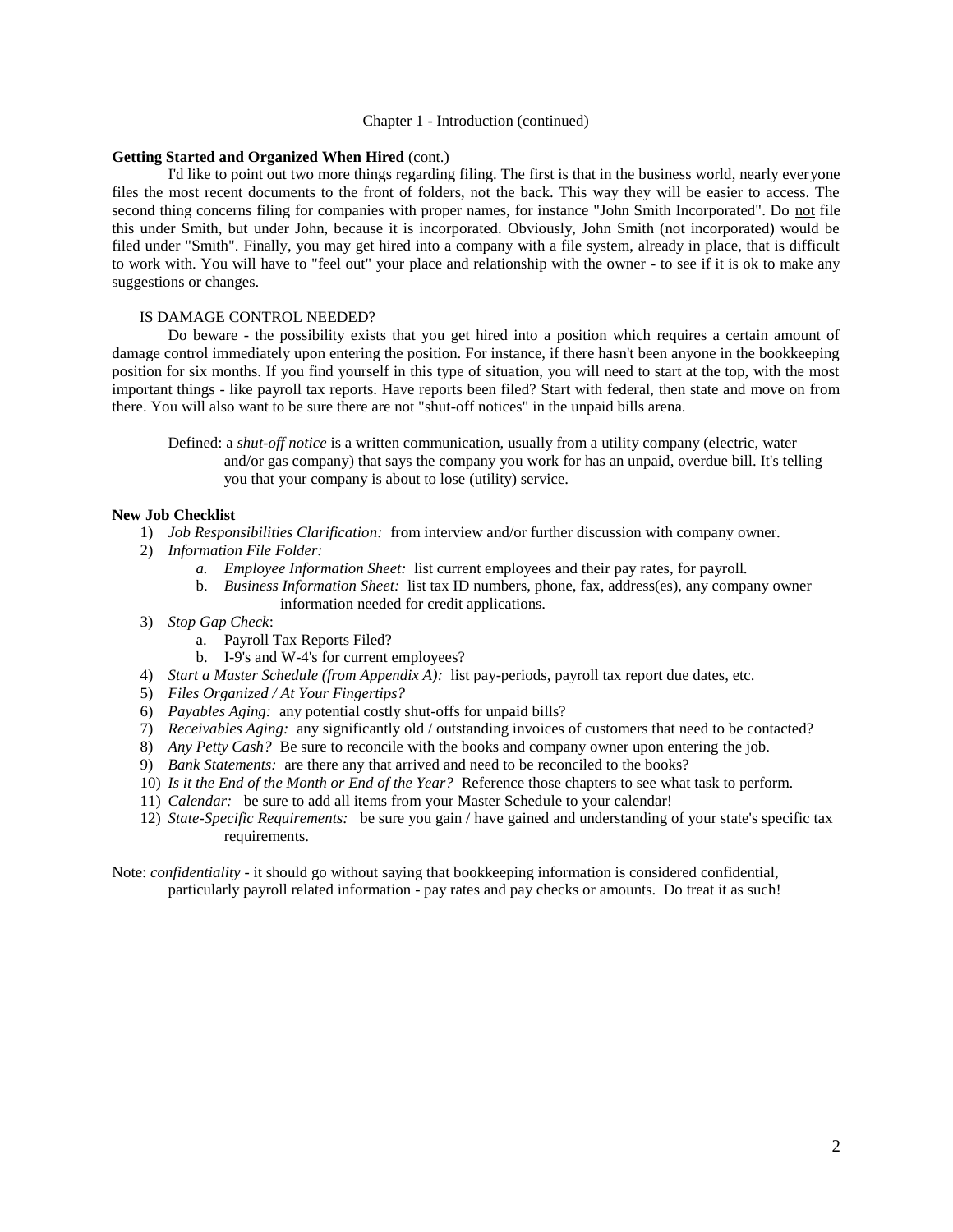Chapter 1 - Introduction (continued)

**Getting Started and Organized When Hired** (cont.)

I'd like to point out two more things regarding filing. The first is that in the business world, nearly everyone files the most recent documents to the front of folders, not the back. This way they will be easier to access. The second thing concerns filing for companies with proper names, for instance "John Smith Incorporated". Do not file this under Smith, but under John, because it is incorporated. Obviously, John Smith (not incorporated) would be filed under "Smith". Finally, you may get hired into a company with a file system, already in place, that is difficult to work with. You will have to "feel out" your place and relationship with the owner - to see if it is ok to make any suggestions or changes.

IS DAMAGE CONTROL NEEDED?

Do beware - the possibility exists that you get hired into a position which requires a certain amount of damage control immediately upon entering the position. For instance, if there hasn't been anyone in the bookkeeping position for six months. If you find yourself in this type of situation, you will need to start at the top, with the most important things - like payroll tax reports. Have reports been filed? Start with federal, then state and move on from there. You will also want to be sure there are not "shut-off notices" in the unpaid bills arena.

Defined: a *shut-off notice* is a written communication, usually from a utility company (electric, water and/or gas company) that says the company you work for has an unpaid, overdue bill. It's telling you that your company is about to lose (utility) service.

**New Job Checklist**

1) *Job Responsibilities Clarification:* from interview and/or further discussion with company owner.
2) *Information File Folder:*
   a. *Employee Information Sheet:* list current employees and their pay rates, for payroll.
   b. *Business Information Sheet:* list tax ID numbers, phone, fax, address(es), any company owner information needed for credit applications.
3) *Stop Gap Check*:
   a. Payroll Tax Reports Filed?
   b. I-9's and W-4's for current employees?
4) *Start a Master Schedule (from Appendix A):* list pay-periods, payroll tax report due dates, etc.
5) *Files Organized / At Your Fingertips?*
6) *Payables Aging:* any potential costly shut-offs for unpaid bills?
7) *Receivables Aging:* any significantly old / outstanding invoices of customers that need to be contacted?
8) *Any Petty Cash?* Be sure to reconcile with the books and company owner upon entering the job.
9) *Bank Statements:* are there any that arrived and need to be reconciled to the books?
10) *Is it the End of the Month or End of the Year?* Reference those chapters to see what task to perform.
11) *Calendar:* be sure to add all items from your Master Schedule to your calendar!
12) *State-Specific Requirements:* be sure you gain / have gained and understanding of your state's specific tax requirements.

Note: *confidentiality* - it should go without saying that bookkeeping information is considered confidential, particularly payroll related information - pay rates and pay checks or amounts. Do treat it as such!